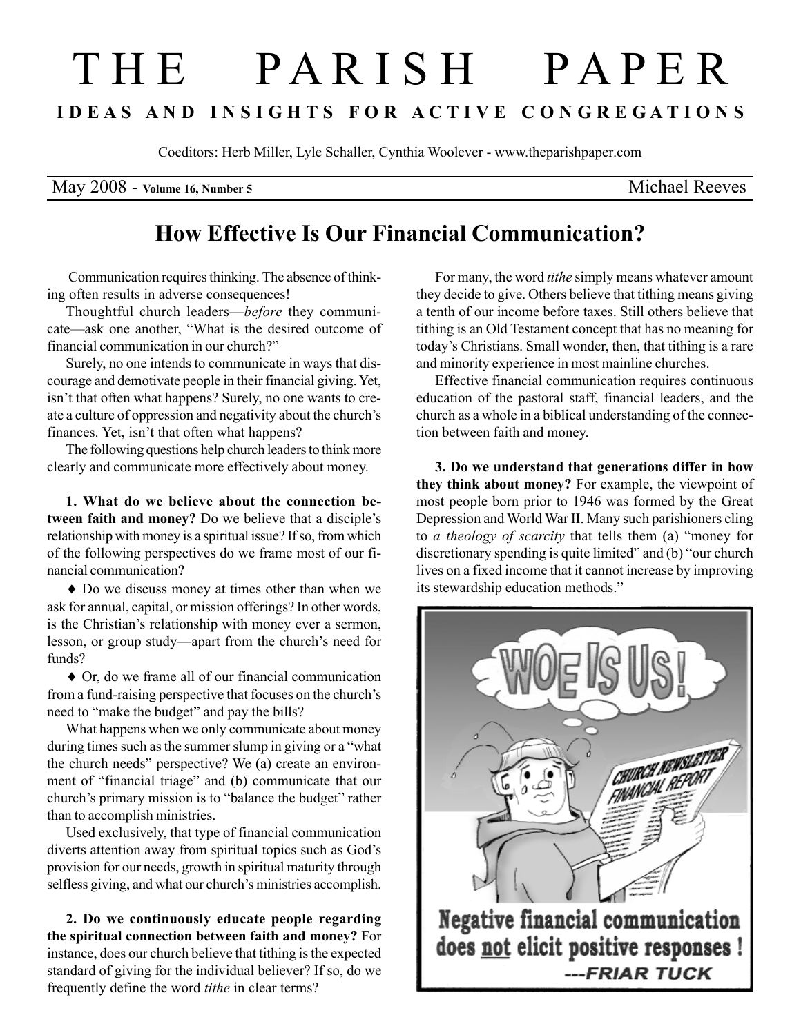# THE PARISH PAPER

**IDEAS AND INSIGHTS FOR ACTIVE CONGREGATIONS**

Coeditors: Herb Miller, Lyle Schaller, Cynthia Woolever - www.theparishpaper.com

May 2008 - **Volume 16, Number 5** Michael Reeves

## How Effective Is Our Financial Communication?

Communication requires thinking. The absence of thinking often results in adverse consequences!

Thoughtful church leaders—*before* they communicate—ask one another, "What is the desired outcome of financial communication in our church?"

Surely, no one intends to communicate in ways that discourage and demotivate people in their financial giving. Yet, isn't that often what happens? Surely, no one wants to create a culture of oppression and negativity about the church's finances. Yet, isn't that often what happens?

The following questions help church leaders to think more clearly and communicate more effectively about money.

**1. What do we believe about the connection between faith and money?** Do we believe that a disciple's relationship with money is a spiritual issue? If so, from which of the following perspectives do we frame most of our financial communication?

♦ Do we discuss money at times other than when we ask for annual, capital, or mission offerings? In other words, is the Christian's relationship with money ever a sermon, lesson, or group study—apart from the church's need for funds?

♦ Or, do we frame all of our financial communication from a fund-raising perspective that focuses on the church's need to "make the budget" and pay the bills?

What happens when we only communicate about money during times such as the summer slump in giving or a "what the church needs" perspective? We (a) create an environment of "financial triage" and (b) communicate that our church's primary mission is to "balance the budget" rather than to accomplish ministries.

Used exclusively, that type of financial communication diverts attention away from spiritual topics such as God's provision for our needs, growth in spiritual maturity through selfless giving, and what our church's ministries accomplish.

**2. Do we continuously educate people regarding the spiritual connection between faith and money?** For instance, does our church believe that tithing is the expected standard of giving for the individual believer? If so, do we frequently define the word *tithe* in clear terms?

For many, the word *tithe* simply means whatever amount they decide to give. Others believe that tithing means giving a tenth of our income before taxes. Still others believe that tithing is an Old Testament concept that has no meaning for today's Christians. Small wonder, then, that tithing is a rare and minority experience in most mainline churches.

Effective financial communication requires continuous education of the pastoral staff, financial leaders, and the church as a whole in a biblical understanding of the connection between faith and money.

**3. Do we understand that generations differ in how they think about money?** For example, the viewpoint of most people born prior to 1946 was formed by the Great Depression and World War II. Many such parishioners cling to *a theology of scarcity* that tells them (a) "money for discretionary spending is quite limited" and (b) "our church lives on a fixed income that it cannot increase by improving its stewardship education methods."

Negative financial communication does not elicit positive responses ! ---FRIAR TUCK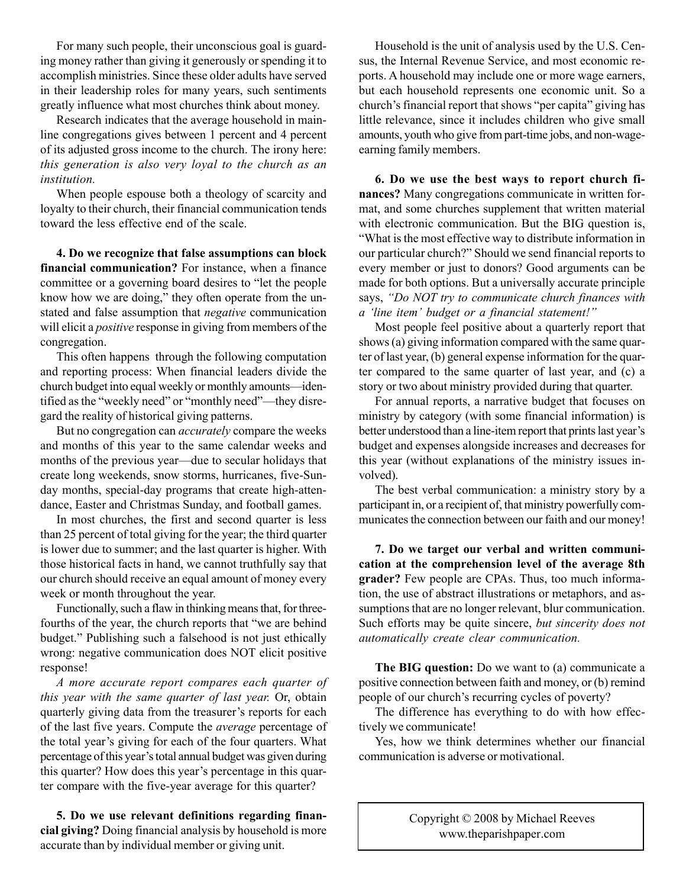For many such people, their unconscious goal is guarding money rather than giving it generously or spending it to accomplish ministries. Since these older adults have served in their leadership roles for many years, such sentiments greatly influence what most churches think about money.

Research indicates that the average household in mainline congregations gives between 1 percent and 4 percent of its adjusted gross income to the church. The irony here: *this generation is also very loyal to the church as an institution.*

When people espouse both a theology of scarcity and loyalty to their church, their financial communication tends toward the less effective end of the scale.

**4. Do we recognize that false assumptions can block financial communication?** For instance, when a finance committee or a governing board desires to "let the people know how we are doing," they often operate from the unstated and false assumption that *negative* communication will elicit a *positive* response in giving from members of the congregation.

This often happens through the following computation and reporting process: When financial leaders divide the church budget into equal weekly or monthly amounts—identified as the "weekly need" or "monthly need"—they disregard the reality of historical giving patterns.

But no congregation can *accurately* compare the weeks and months of this year to the same calendar weeks and months of the previous year—due to secular holidays that create long weekends, snow storms, hurricanes, five-Sunday months, special-day programs that create high-attendance, Easter and Christmas Sunday, and football games.

In most churches, the first and second quarter is less than 25 percent of total giving for the year; the third quarter is lower due to summer; and the last quarter is higher. With those historical facts in hand, we cannot truthfully say that our church should receive an equal amount of money every week or month throughout the year.

Functionally, such a flaw in thinking means that, for three-fourths of the year, the church reports that "we are behind budget." Publishing such a falsehood is not just ethically wrong: negative communication does NOT elicit positive response!

*A more accurate report compares each quarter of this year with the same quarter of last year.* Or, obtain quarterly giving data from the treasurer's reports for each of the last five years. Compute the *average* percentage of the total year's giving for each of the four quarters. What percentage of this year's total annual budget was given during this quarter? How does this year's percentage in this quarter compare with the five-year average for this quarter?

**5. Do we use relevant definitions regarding financial giving?** Doing financial analysis by household is more accurate than by individual member or giving unit.

Household is the unit of analysis used by the U.S. Census, the Internal Revenue Service, and most economic reports. A household may include one or more wage earners, but each household represents one economic unit. So a church's financial report that shows "per capita" giving has little relevance, since it includes children who give small amounts, youth who give from part-time jobs, and non-wage-earning family members.

**6. Do we use the best ways to report church finances?** Many congregations communicate in written format, and some churches supplement that written material with electronic communication. But the BIG question is, "What is the most effective way to distribute information in our particular church?" Should we send financial reports to every member or just to donors? Good arguments can be made for both options. But a universally accurate principle says, *"Do NOT try to communicate church finances with a 'line item' budget or a financial statement!"*

Most people feel positive about a quarterly report that shows (a) giving information compared with the same quarter of last year, (b) general expense information for the quarter compared to the same quarter of last year, and (c) a story or two about ministry provided during that quarter.

For annual reports, a narrative budget that focuses on ministry by category (with some financial information) is better understood than a line-item report that prints last year's budget and expenses alongside increases and decreases for this year (without explanations of the ministry issues involved).

The best verbal communication: a ministry story by a participant in, or a recipient of, that ministry powerfully communicates the connection between our faith and our money!

**7. Do we target our verbal and written communication at the comprehension level of the average 8th grader?** Few people are CPAs. Thus, too much information, the use of abstract illustrations or metaphors, and assumptions that are no longer relevant, blur communication. Such efforts may be quite sincere, *but sincerity does not automatically create clear communication.*

**The BIG question:** Do we want to (a) communicate a positive connection between faith and money, or (b) remind people of our church's recurring cycles of poverty?

The difference has everything to do with how effectively we communicate!

Yes, how we think determines whether our financial communication is adverse or motivational.

Copyright © 2008 by Michael Reeves
www.theparishpaper.com